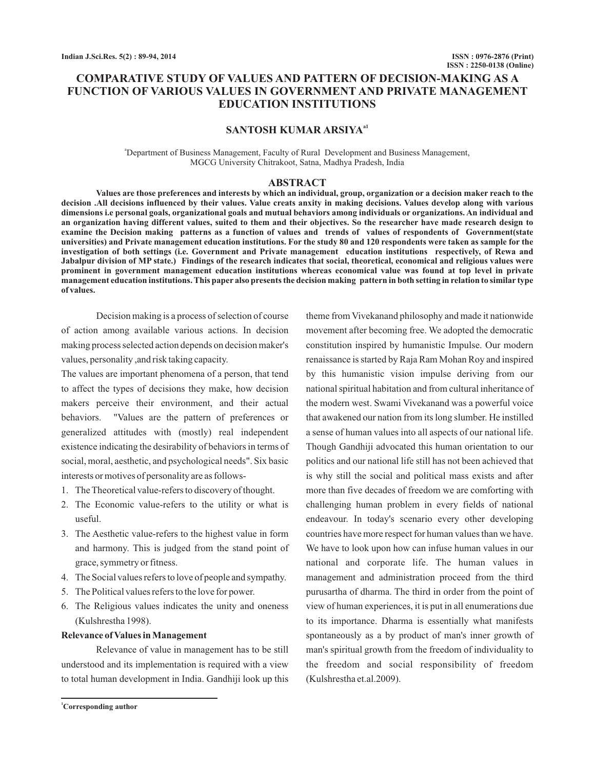# COMPARATIVE STUDY OF VALUES AND PATTERN OF DECISION-MAKING AS A FUNCTION OF VARIOUS VALUES IN GOVERNMENT AND PRIVATE MANAGEMENT EDUCATION INSTITUTIONS

**SANTOSH KUMAR ARSIYA[a1]**

[a]Department of Business Management, Faculty of Rural Development and Business Management, MGCG University Chitrakoot, Satna, Madhya Pradesh, India

## ABSTRACT

**Values are those preferences and interests by which an individual, group, organization or a decision maker reach to the decision .All decisions influenced by their values. Value creats anxity in making decisions. Values develop along with various dimensions i.e personal goals, organizational goals and mutual behaviors among individuals or organizations. An individual and an organization having different values, suited to them and their objectives. So the researcher have made research design to examine the Decision making patterns as a function of values and trends of values of respondents of Government(state universities) and Private management education institutions. For the study 80 and 120 respondents were taken as sample for the investigation of both settings (i.e. Government and Private management education institutions respectively, of Rewa and Jabalpur division of MP state.) Findings of the research indicates that social, theoretical, economical and religious values were prominent in government management education institutions whereas economical value was found at top level in private management education institutions. This paper also presents the decision making pattern in both setting in relation to similar type of values.**

Decision making is a process of selection of course of action among available various actions. In decision making process selected action depends on decision maker's values, personality ,and risk taking capacity.

The values are important phenomena of a person, that tend to affect the types of decisions they make, how decision makers perceive their environment, and their actual behaviors. "Values are the pattern of preferences or generalized attitudes with (mostly) real independent existence indicating the desirability of behaviors in terms of social, moral, aesthetic, and psychological needs". Six basic interests or motives of personality are as follows-

1. The Theoretical value-refers to discovery of thought.
2. The Economic value-refers to the utility or what is useful.
3. The Aesthetic value-refers to the highest value in form and harmony. This is judged from the stand point of grace, symmetry or fitness.
4. The Social values refers to love of people and sympathy.
5. The Political values refers to the love for power.
6. The Religious values indicates the unity and oneness (Kulshrestha 1998).

### Relevance of Values in Management

Relevance of value in management has to be still understood and its implementation is required with a view to total human development in India. Gandhiji look up this theme from Vivekanand philosophy and made it nationwide movement after becoming free. We adopted the democratic constitution inspired by humanistic Impulse. Our modern renaissance is started by Raja Ram Mohan Roy and inspired by this humanistic vision impulse deriving from our national spiritual habitation and from cultural inheritance of the modern west. Swami Vivekanand was a powerful voice that awakened our nation from its long slumber. He instilled a sense of human values into all aspects of our national life. Though Gandhiji advocated this human orientation to our politics and our national life still has not been achieved that is why still the social and political mass exists and after more than five decades of freedom we are comforting with challenging human problem in every fields of national endeavour. In today's scenario every other developing countries have more respect for human values than we have. We have to look upon how can infuse human values in our national and corporate life. The human values in management and administration proceed from the third purusartha of dharma. The third in order from the point of view of human experiences, it is put in all enumerations due to its importance. Dharma is essentially what manifests spontaneously as a by product of man's inner growth of man's spiritual growth from the freedom of individuality to the freedom and social responsibility of freedom (Kulshrestha et.al.2009).

[1]Corresponding author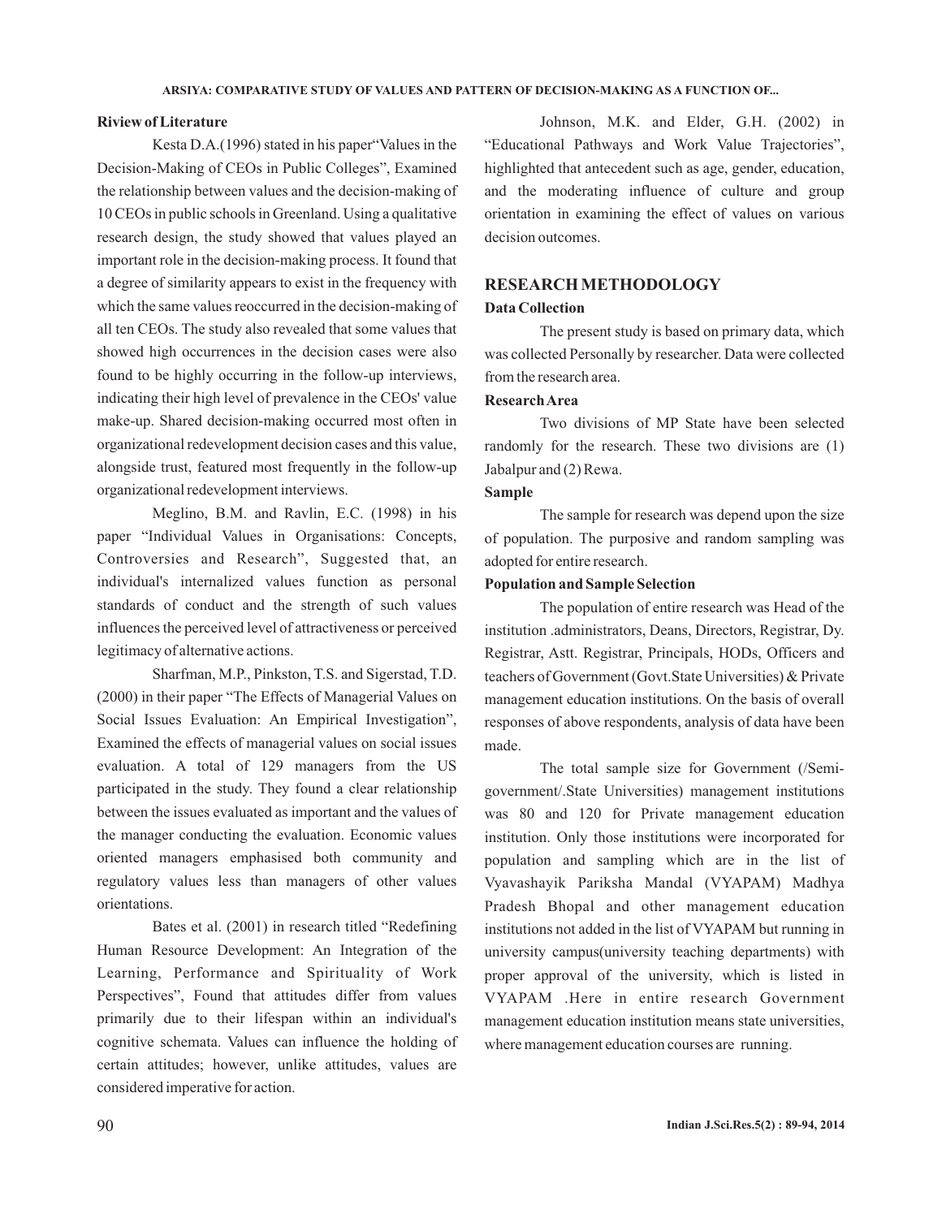### Riview of Literature

Kesta D.A.(1996) stated in his paper"Values in the Decision-Making of CEOs in Public Colleges", Examined the relationship between values and the decision-making of 10 CEOs in public schools in Greenland. Using a qualitative research design, the study showed that values played an important role in the decision-making process. It found that a degree of similarity appears to exist in the frequency with which the same values reoccurred in the decision-making of all ten CEOs. The study also revealed that some values that showed high occurrences in the decision cases were also found to be highly occurring in the follow-up interviews, indicating their high level of prevalence in the CEOs' value make-up. Shared decision-making occurred most often in organizational redevelopment decision cases and this value, alongside trust, featured most frequently in the follow-up organizational redevelopment interviews.

Meglino, B.M. and Ravlin, E.C. (1998) in his paper "Individual Values in Organisations: Concepts, Controversies and Research", Suggested that, an individual's internalized values function as personal standards of conduct and the strength of such values influences the perceived level of attractiveness or perceived legitimacy of alternative actions.

Sharfman, M.P., Pinkston, T.S. and Sigerstad, T.D. (2000) in their paper "The Effects of Managerial Values on Social Issues Evaluation: An Empirical Investigation", Examined the effects of managerial values on social issues evaluation. A total of 129 managers from the US participated in the study. They found a clear relationship between the issues evaluated as important and the values of the manager conducting the evaluation. Economic values oriented managers emphasised both community and regulatory values less than managers of other values orientations.

Bates et al. (2001) in research titled "Redefining Human Resource Development: An Integration of the Learning, Performance and Spirituality of Work Perspectives", Found that attitudes differ from values primarily due to their lifespan within an individual's cognitive schemata. Values can influence the holding of certain attitudes; however, unlike attitudes, values are considered imperative for action.

Johnson, M.K. and Elder, G.H. (2002) in "Educational Pathways and Work Value Trajectories", highlighted that antecedent such as age, gender, education, and the moderating influence of culture and group orientation in examining the effect of values on various decision outcomes.

## RESEARCH METHODOLOGY

### Data Collection

The present study is based on primary data, which was collected Personally by researcher. Data were collected from the research area.

### Research Area

Two divisions of MP State have been selected randomly for the research. These two divisions are (1) Jabalpur and (2) Rewa.

### Sample

The sample for research was depend upon the size of population. The purposive and random sampling was adopted for entire research.

### Population and Sample Selection

The population of entire research was Head of the institution .administrators, Deans, Directors, Registrar, Dy. Registrar, Astt. Registrar, Principals, HODs, Officers and teachers of Government (Govt.State Universities) & Private management education institutions. On the basis of overall responses of above respondents, analysis of data have been made.

The total sample size for Government (/Semi-government/.State Universities) management institutions was 80 and 120 for Private management education institution. Only those institutions were incorporated for population and sampling which are in the list of Vyavashayik Pariksha Mandal (VYAPAM) Madhya Pradesh Bhopal and other management education institutions not added in the list of VYAPAM but running in university campus(university teaching departments) with proper approval of the university, which is listed in VYAPAM .Here in entire research Government management education institution means state universities, where management education courses are running.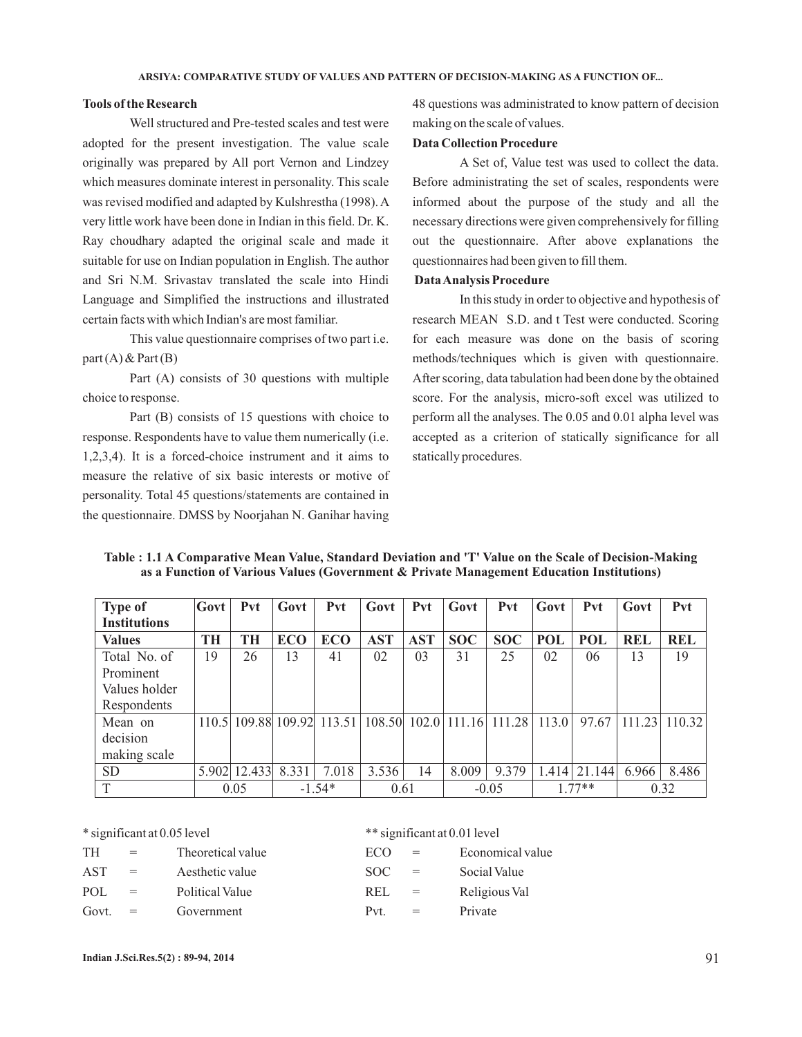**Tools of the Research**

Well structured and Pre-tested scales and test were adopted for the present investigation. The value scale originally was prepared by All port Vernon and Lindzey which measures dominate interest in personality. This scale was revised modified and adapted by Kulshrestha (1998). A very little work have been done in Indian in this field. Dr. K. Ray choudhary adapted the original scale and made it suitable for use on Indian population in English. The author and Sri N.M. Srivastav translated the scale into Hindi Language and Simplified the instructions and illustrated certain facts with which Indian's are most familiar.

This value questionnaire comprises of two part i.e. part (A) & Part (B)

Part (A) consists of 30 questions with multiple choice to response.

Part (B) consists of 15 questions with choice to response. Respondents have to value them numerically (i.e. 1,2,3,4). It is a forced-choice instrument and it aims to measure the relative of six basic interests or motive of personality. Total 45 questions/statements are contained in the questionnaire. DMSS by Noorjahan N. Ganihar having 48 questions was administrated to know pattern of decision making on the scale of values.

**Data Collection Procedure**

A Set of, Value test was used to collect the data. Before administrating the set of scales, respondents were informed about the purpose of the study and all the necessary directions were given comprehensively for filling out the questionnaire. After above explanations the questionnaires had been given to fill them.

**Data Analysis Procedure**

In this study in order to objective and hypothesis of research MEAN S.D. and t Test were conducted. Scoring for each measure was done on the basis of scoring methods/techniques which is given with questionnaire. After scoring, data tabulation had been done by the obtained score. For the analysis, micro-soft excel was utilized to perform all the analyses. The 0.05 and 0.01 alpha level was accepted as a criterion of statically significance for all statically procedures.

**Table : 1.1 A Comparative Mean Value, Standard Deviation and 'T' Value on the Scale of Decision-Making as a Function of Various Values (Government & Private Management Education Institutions)**

| Type of Institutions | Govt | Pvt | Govt | Pvt | Govt | Pvt | Govt | Pvt | Govt | Pvt | Govt | Pvt |
|---|---|---|---|---|---|---|---|---|---|---|---|---|
| **Values** | **TH** | **TH** | **ECO** | **ECO** | **AST** | **AST** | **SOC** | **SOC** | **POL** | **POL** | **REL** | **REL** |
| Total No. of Prominent Values holder Respondents | 19 | 26 | 13 | 41 | 02 | 03 | 31 | 25 | 02 | 06 | 13 | 19 |
| Mean on decision making scale | 110.5 | 109.88 | 109.92 | 113.51 | 108.50 | 102.0 | 111.16 | 111.28 | 113.0 | 97.67 | 111.23 | 110.32 |
| SD | 5.902 | 12.433 | 8.331 | 7.018 | 3.536 | 14 | 8.009 | 9.379 | 1.414 | 21.144 | 6.966 | 8.486 |
| T | 0.05 | | -1.54* | | 0.61 | | -0.05 | | 1.77** | | 0.32 | |

\* significant at 0.05 level

** significant at 0.01 level

| | | |
|---|---|---|
| TH | = | Theoretical value |
| ECO | = | Economical value |
| AST | = | Aesthetic value |
| SOC | = | Social Value |
| POL | = | Political Value |
| REL | = | Religious Val |
| Govt. | = | Government |
| Pvt. | = | Private |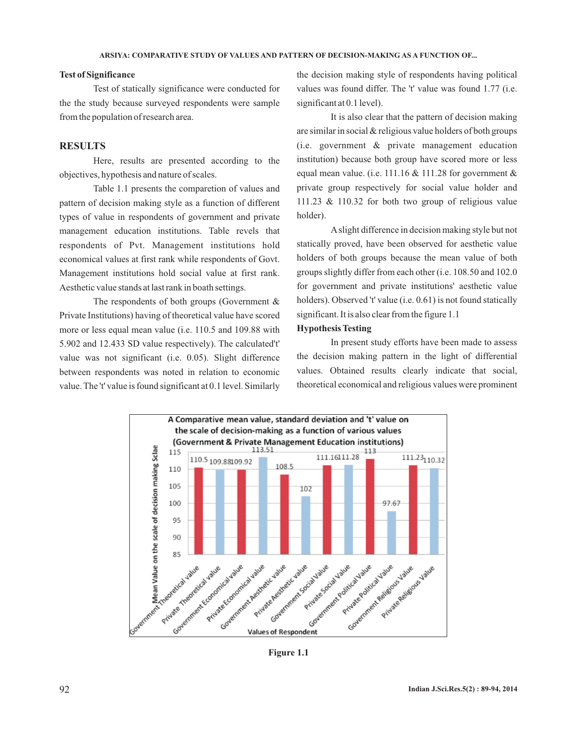**Test of Significance**

Test of statically significance were conducted for the the study because surveyed respondents were sample from the population of research area.

## RESULTS

Here, results are presented according to the objectives, hypothesis and nature of scales.

Table 1.1 presents the comparetion of values and pattern of decision making style as a function of different types of value in respondents of government and private management education institutions. Table revels that respondents of Pvt. Management institutions hold economical values at first rank while respondents of Govt. Management institutions hold social value at first rank. Aesthetic value stands at last rank in boath settings.

The respondents of both groups (Government & Private Institutions) having of theoretical value have scored more or less equal mean value (i.e. 110.5 and 109.88 with 5.902 and 12.433 SD value respectively). The calculated't' value was not significant (i.e. 0.05). Slight difference between respondents was noted in relation to economic value. The 't' value is found significant at 0.1 level. Similarly the decision making style of respondents having political values was found differ. The 't' value was found 1.77 (i.e. significant at 0.1 level).

It is also clear that the pattern of decision making are similar in social & religious value holders of both groups (i.e. government & private management education institution) because both group have scored more or less equal mean value. (i.e. 111.16 & 111.28 for government & private group respectively for social value holder and 111.23 & 110.32 for both two group of religious value holder).

A slight difference in decision making style but not statically proved, have been observed for aesthetic value holders of both groups because the mean value of both groups slightly differ from each other (i.e. 108.50 and 102.0 for government and private institutions' aesthetic value holders). Observed 't' value (i.e. 0.61) is not found statically significant. It is also clear from the figure 1.1

**Hypothesis Testing**

In present study efforts have been made to assess the decision making pattern in the light of differential values. Obtained results clearly indicate that social, theoretical economical and religious values were prominent

A Comparative mean value, standard deviation and 't' value on the scale of decision-making as a function of various values (Government & Private Management Education institutions)

| Values of Respondent | Mean Value on the scale of decision making Sclae |
|---|---|
| Government Theoretical value | 110.5 |
| Private Theoretical value | 109.88 |
| Government Economical value | 109.92 |
| Private Economical value | 113.51 |
| Government Aesthetic value | 108.5 |
| Private Aesthetic value | 102 |
| Government Social Value | 111.16 |
| Private Social Value | 111.28 |
| Government Political Value | 113 |
| Private Political Value | 97.67 |
| Government Religious Value | 111.23 |
| Private Religious Value | 110.32 |

**Figure 1.1**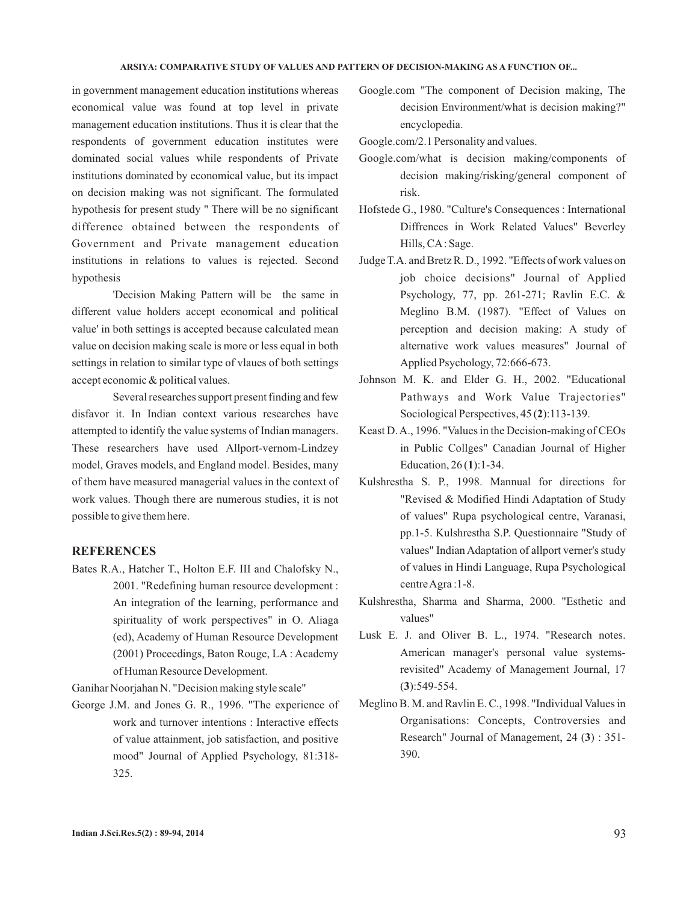in government management education institutions whereas economical value was found at top level in private management education institutions. Thus it is clear that the respondents of government education institutes were dominated social values while respondents of Private institutions dominated by economical value, but its impact on decision making was not significant. The formulated hypothesis for present study " There will be no significant difference obtained between the respondents of Government and Private management education institutions in relations to values is rejected. Second hypothesis

'Decision Making Pattern will be the same in different value holders accept economical and political value' in both settings is accepted because calculated mean value on decision making scale is more or less equal in both settings in relation to similar type of vlaues of both settings accept economic & political values.

Several researches support present finding and few disfavor it. In Indian context various researches have attempted to identify the value systems of Indian managers. These researchers have used Allport-vernom-Lindzey model, Graves models, and England model. Besides, many of them have measured managerial values in the context of work values. Though there are numerous studies, it is not possible to give them here.

## REFERENCES

Bates R.A., Hatcher T., Holton E.F. III and Chalofsky N., 2001. "Redefining human resource development : An integration of the learning, performance and spirituality of work perspectives" in O. Aliaga (ed), Academy of Human Resource Development (2001) Proceedings, Baton Rouge, LA : Academy of Human Resource Development.

Ganihar Noorjahan N. "Decision making style scale"

George J.M. and Jones G. R., 1996. "The experience of work and turnover intentions : Interactive effects of value attainment, job satisfaction, and positive mood" Journal of Applied Psychology, 81:318-325.

Google.com "The component of Decision making, The decision Environment/what is decision making?" encyclopedia.

Google.com/2.1 Personality and values.

Google.com/what is decision making/components of decision making/risking/general component of risk.

Hofstede G., 1980. "Culture's Consequences : International Diffrences in Work Related Values" Beverley Hills, CA : Sage.

Judge T.A. and Bretz R. D., 1992. "Effects of work values on job choice decisions" Journal of Applied Psychology, 77, pp. 261-271; Ravlin E.C. & Meglino B.M. (1987). "Effect of Values on perception and decision making: A study of alternative work values measures" Journal of Applied Psychology, 72:666-673.

Johnson M. K. and Elder G. H., 2002. "Educational Pathways and Work Value Trajectories" Sociological Perspectives, 45 (**2**):113-139.

Keast D. A., 1996. "Values in the Decision-making of CEOs in Public Collges" Canadian Journal of Higher Education, 26 (**1**):1-34.

Kulshrestha S. P., 1998. Mannual for directions for "Revised & Modified Hindi Adaptation of Study of values" Rupa psychological centre, Varanasi, pp.1-5. Kulshrestha S.P. Questionnaire "Study of values" Indian Adaptation of allport verner's study of values in Hindi Language, Rupa Psychological centre Agra :1-8.

Kulshrestha, Sharma and Sharma, 2000. "Esthetic and values"

Lusk E. J. and Oliver B. L., 1974. "Research notes. American manager's personal value systems-revisited" Academy of Management Journal, 17 (**3**):549-554.

Meglino B. M. and Ravlin E. C., 1998. "Individual Values in Organisations: Concepts, Controversies and Research" Journal of Management, 24 (**3**) : 351-390.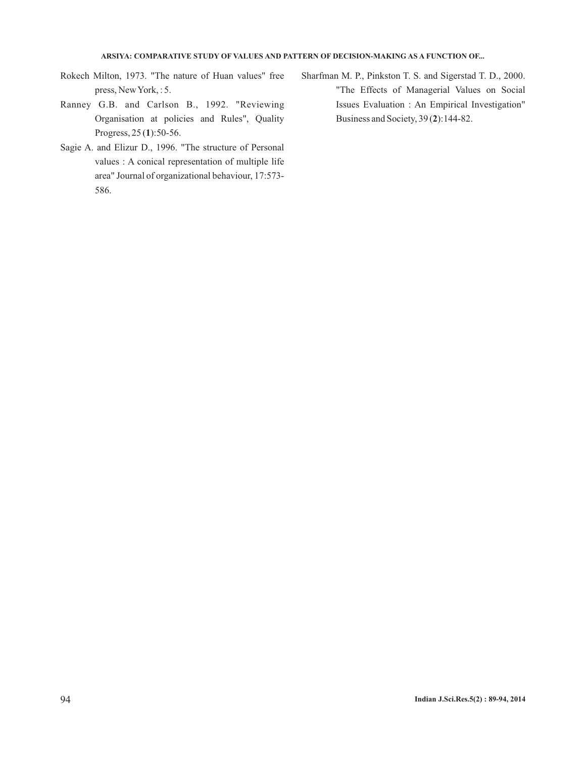Rokech Milton, 1973. "The nature of Huan values" free press, New York, : 5.

Ranney G.B. and Carlson B., 1992. "Reviewing Organisation at policies and Rules", Quality Progress, 25 (**1**):50-56.

Sagie A. and Elizur D., 1996. "The structure of Personal values : A conical representation of multiple life area" Journal of organizational behaviour, 17:573-586.

Sharfman M. P., Pinkston T. S. and Sigerstad T. D., 2000. "The Effects of Managerial Values on Social Issues Evaluation : An Empirical Investigation" Business and Society, 39 (**2**):144-82.